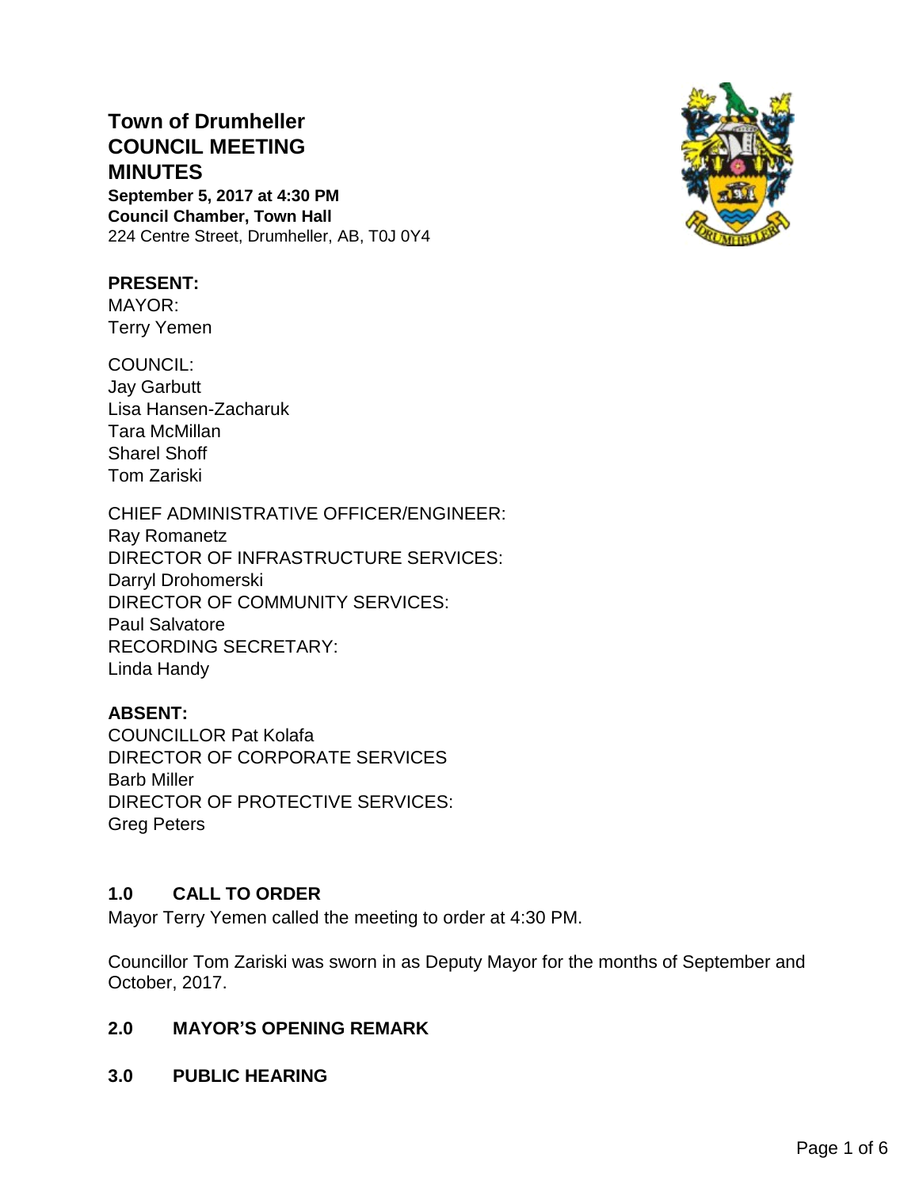# Town of Drumheller
# COUNCIL MEETING
# MINUTES

**September 5, 2017 at 4:30 PM**
**Council Chamber, Town Hall**
224 Centre Street, Drumheller, AB, T0J 0Y4

**PRESENT:**
MAYOR:
Terry Yemen

COUNCIL:
Jay Garbutt
Lisa Hansen-Zacharuk
Tara McMillan
Sharel Shoff
Tom Zariski

CHIEF ADMINISTRATIVE OFFICER/ENGINEER:
Ray Romanetz
DIRECTOR OF INFRASTRUCTURE SERVICES:
Darryl Drohomerski
DIRECTOR OF COMMUNITY SERVICES:
Paul Salvatore
RECORDING SECRETARY:
Linda Handy

**ABSENT:**
COUNCILLOR Pat Kolafa
DIRECTOR OF CORPORATE SERVICES
Barb Miller
DIRECTOR OF PROTECTIVE SERVICES:
Greg Peters

## 1.0 CALL TO ORDER

Mayor Terry Yemen called the meeting to order at 4:30 PM.

Councillor Tom Zariski was sworn in as Deputy Mayor for the months of September and October, 2017.

## 2.0 MAYOR'S OPENING REMARK

## 3.0 PUBLIC HEARING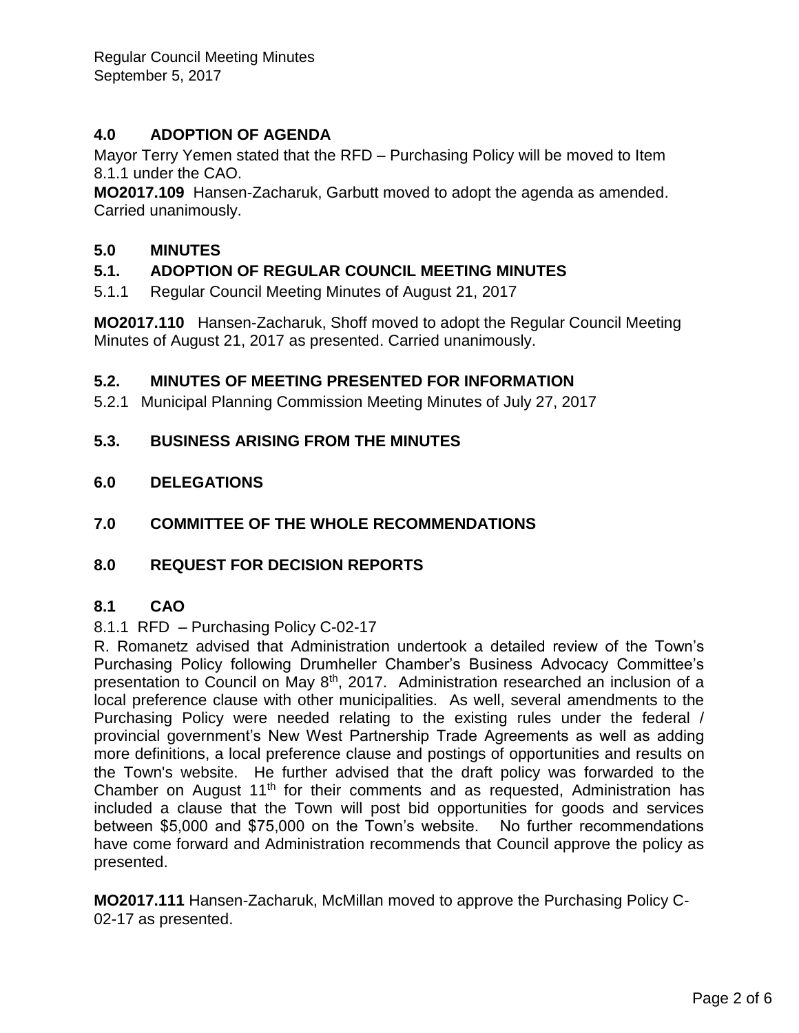## 4.0 ADOPTION OF AGENDA

Mayor Terry Yemen stated that the RFD – Purchasing Policy will be moved to Item 8.1.1 under the CAO.

**MO2017.109** Hansen-Zacharuk, Garbutt moved to adopt the agenda as amended. Carried unanimously.

## 5.0 MINUTES

### 5.1. ADOPTION OF REGULAR COUNCIL MEETING MINUTES

5.1.1 Regular Council Meeting Minutes of August 21, 2017

**MO2017.110** Hansen-Zacharuk, Shoff moved to adopt the Regular Council Meeting Minutes of August 21, 2017 as presented. Carried unanimously.

### 5.2. MINUTES OF MEETING PRESENTED FOR INFORMATION

5.2.1 Municipal Planning Commission Meeting Minutes of July 27, 2017

### 5.3. BUSINESS ARISING FROM THE MINUTES

## 6.0 DELEGATIONS

## 7.0 COMMITTEE OF THE WHOLE RECOMMENDATIONS

## 8.0 REQUEST FOR DECISION REPORTS

### 8.1 CAO

8.1.1 RFD – Purchasing Policy C-02-17

R. Romanetz advised that Administration undertook a detailed review of the Town's Purchasing Policy following Drumheller Chamber's Business Advocacy Committee's presentation to Council on May 8th, 2017. Administration researched an inclusion of a local preference clause with other municipalities. As well, several amendments to the Purchasing Policy were needed relating to the existing rules under the federal / provincial government's New West Partnership Trade Agreements as well as adding more definitions, a local preference clause and postings of opportunities and results on the Town's website. He further advised that the draft policy was forwarded to the Chamber on August 11th for their comments and as requested, Administration has included a clause that the Town will post bid opportunities for goods and services between $5,000 and $75,000 on the Town's website. No further recommendations have come forward and Administration recommends that Council approve the policy as presented.

**MO2017.111** Hansen-Zacharuk, McMillan moved to approve the Purchasing Policy C-02-17 as presented.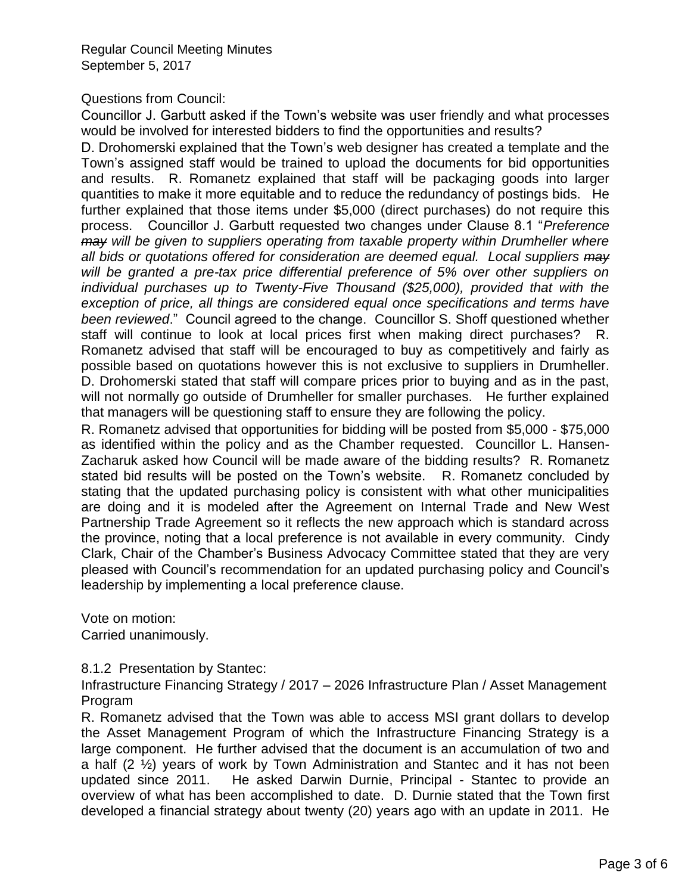Questions from Council:

Councillor J. Garbutt asked if the Town's website was user friendly and what processes would be involved for interested bidders to find the opportunities and results?

D. Drohomerski explained that the Town's web designer has created a template and the Town's assigned staff would be trained to upload the documents for bid opportunities and results. R. Romanetz explained that staff will be packaging goods into larger quantities to make it more equitable and to reduce the redundancy of postings bids. He further explained that those items under $5,000 (direct purchases) do not require this process. Councillor J. Garbutt requested two changes under Clause 8.1 "*Preference ~~may~~ will be given to suppliers operating from taxable property within Drumheller where all bids or quotations offered for consideration are deemed equal. Local suppliers ~~may~~ will be granted a pre-tax price differential preference of 5% over other suppliers on individual purchases up to Twenty-Five Thousand ($25,000), provided that with the exception of price, all things are considered equal once specifications and terms have been reviewed*." Council agreed to the change. Councillor S. Shoff questioned whether staff will continue to look at local prices first when making direct purchases? R. Romanetz advised that staff will be encouraged to buy as competitively and fairly as possible based on quotations however this is not exclusive to suppliers in Drumheller. D. Drohomerski stated that staff will compare prices prior to buying and as in the past, will not normally go outside of Drumheller for smaller purchases. He further explained that managers will be questioning staff to ensure they are following the policy.

R. Romanetz advised that opportunities for bidding will be posted from $5,000 - $75,000 as identified within the policy and as the Chamber requested. Councillor L. Hansen-Zacharuk asked how Council will be made aware of the bidding results? R. Romanetz stated bid results will be posted on the Town's website. R. Romanetz concluded by stating that the updated purchasing policy is consistent with what other municipalities are doing and it is modeled after the Agreement on Internal Trade and New West Partnership Trade Agreement so it reflects the new approach which is standard across the province, noting that a local preference is not available in every community. Cindy Clark, Chair of the Chamber's Business Advocacy Committee stated that they are very pleased with Council's recommendation for an updated purchasing policy and Council's leadership by implementing a local preference clause.

Vote on motion:
Carried unanimously.

8.1.2 Presentation by Stantec:

Infrastructure Financing Strategy / 2017 – 2026 Infrastructure Plan / Asset Management Program

R. Romanetz advised that the Town was able to access MSI grant dollars to develop the Asset Management Program of which the Infrastructure Financing Strategy is a large component. He further advised that the document is an accumulation of two and a half (2 ½) years of work by Town Administration and Stantec and it has not been updated since 2011. He asked Darwin Durnie, Principal - Stantec to provide an overview of what has been accomplished to date. D. Durnie stated that the Town first developed a financial strategy about twenty (20) years ago with an update in 2011. He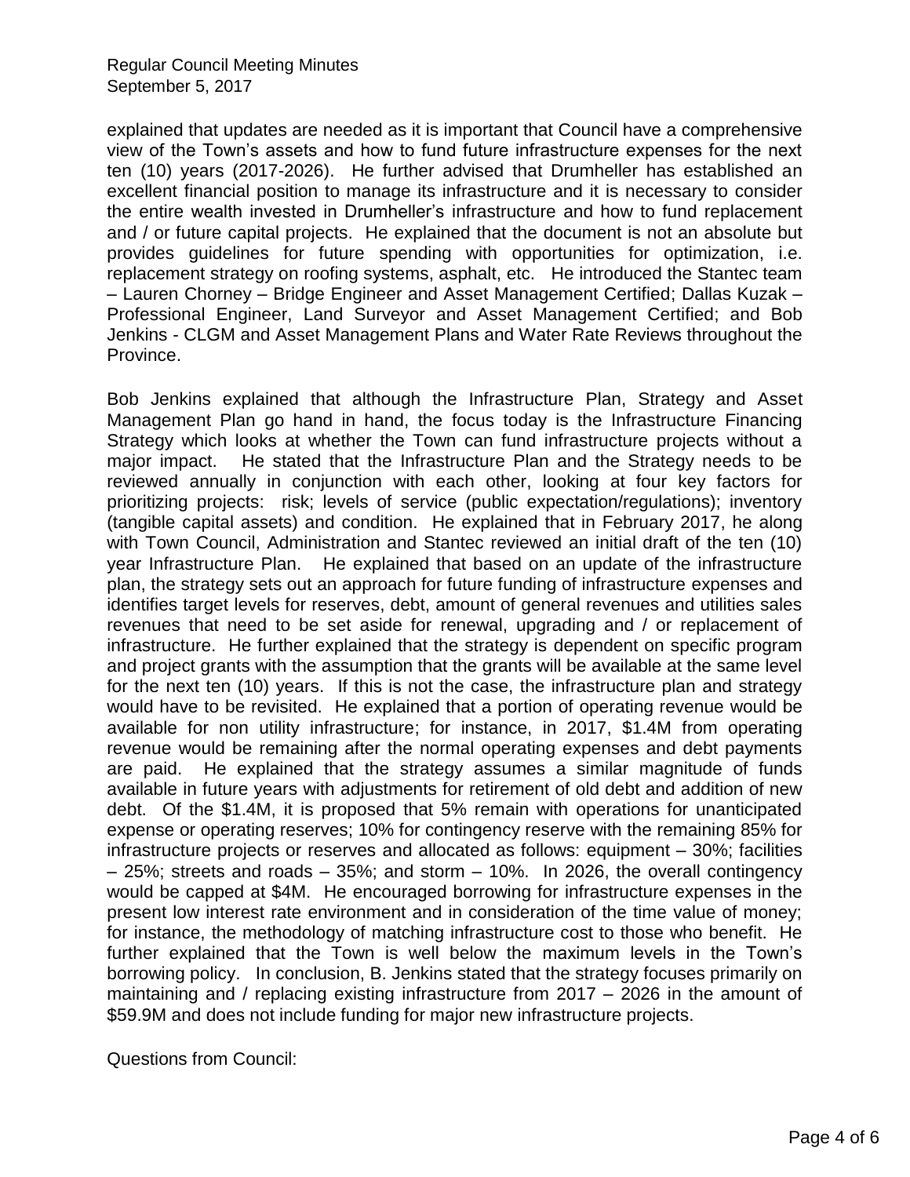explained that updates are needed as it is important that Council have a comprehensive view of the Town's assets and how to fund future infrastructure expenses for the next ten (10) years (2017-2026). He further advised that Drumheller has established an excellent financial position to manage its infrastructure and it is necessary to consider the entire wealth invested in Drumheller's infrastructure and how to fund replacement and / or future capital projects. He explained that the document is not an absolute but provides guidelines for future spending with opportunities for optimization, i.e. replacement strategy on roofing systems, asphalt, etc. He introduced the Stantec team – Lauren Chorney – Bridge Engineer and Asset Management Certified; Dallas Kuzak – Professional Engineer, Land Surveyor and Asset Management Certified; and Bob Jenkins - CLGM and Asset Management Plans and Water Rate Reviews throughout the Province.

Bob Jenkins explained that although the Infrastructure Plan, Strategy and Asset Management Plan go hand in hand, the focus today is the Infrastructure Financing Strategy which looks at whether the Town can fund infrastructure projects without a major impact. He stated that the Infrastructure Plan and the Strategy needs to be reviewed annually in conjunction with each other, looking at four key factors for prioritizing projects: risk; levels of service (public expectation/regulations); inventory (tangible capital assets) and condition. He explained that in February 2017, he along with Town Council, Administration and Stantec reviewed an initial draft of the ten (10) year Infrastructure Plan. He explained that based on an update of the infrastructure plan, the strategy sets out an approach for future funding of infrastructure expenses and identifies target levels for reserves, debt, amount of general revenues and utilities sales revenues that need to be set aside for renewal, upgrading and / or replacement of infrastructure. He further explained that the strategy is dependent on specific program and project grants with the assumption that the grants will be available at the same level for the next ten (10) years. If this is not the case, the infrastructure plan and strategy would have to be revisited. He explained that a portion of operating revenue would be available for non utility infrastructure; for instance, in 2017, $1.4M from operating revenue would be remaining after the normal operating expenses and debt payments are paid. He explained that the strategy assumes a similar magnitude of funds available in future years with adjustments for retirement of old debt and addition of new debt. Of the $1.4M, it is proposed that 5% remain with operations for unanticipated expense or operating reserves; 10% for contingency reserve with the remaining 85% for infrastructure projects or reserves and allocated as follows: equipment – 30%; facilities – 25%; streets and roads – 35%; and storm – 10%. In 2026, the overall contingency would be capped at $4M. He encouraged borrowing for infrastructure expenses in the present low interest rate environment and in consideration of the time value of money; for instance, the methodology of matching infrastructure cost to those who benefit. He further explained that the Town is well below the maximum levels in the Town's borrowing policy. In conclusion, B. Jenkins stated that the strategy focuses primarily on maintaining and / replacing existing infrastructure from 2017 – 2026 in the amount of $59.9M and does not include funding for major new infrastructure projects.

Questions from Council: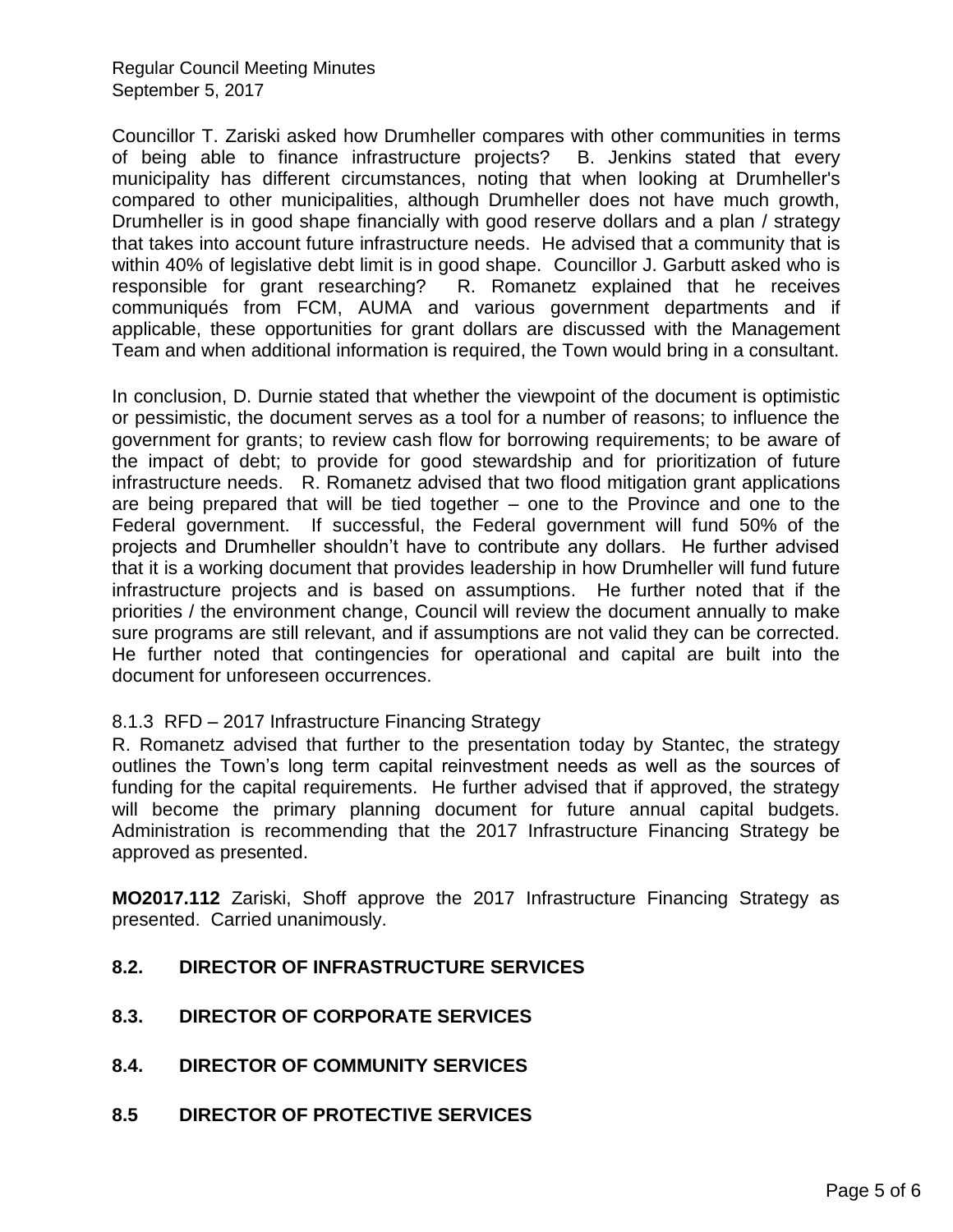Councillor T. Zariski asked how Drumheller compares with other communities in terms of being able to finance infrastructure projects? B. Jenkins stated that every municipality has different circumstances, noting that when looking at Drumheller's compared to other municipalities, although Drumheller does not have much growth, Drumheller is in good shape financially with good reserve dollars and a plan / strategy that takes into account future infrastructure needs. He advised that a community that is within 40% of legislative debt limit is in good shape. Councillor J. Garbutt asked who is responsible for grant researching? R. Romanetz explained that he receives communiqués from FCM, AUMA and various government departments and if applicable, these opportunities for grant dollars are discussed with the Management Team and when additional information is required, the Town would bring in a consultant.

In conclusion, D. Durnie stated that whether the viewpoint of the document is optimistic or pessimistic, the document serves as a tool for a number of reasons; to influence the government for grants; to review cash flow for borrowing requirements; to be aware of the impact of debt; to provide for good stewardship and for prioritization of future infrastructure needs. R. Romanetz advised that two flood mitigation grant applications are being prepared that will be tied together – one to the Province and one to the Federal government. If successful, the Federal government will fund 50% of the projects and Drumheller shouldn't have to contribute any dollars. He further advised that it is a working document that provides leadership in how Drumheller will fund future infrastructure projects and is based on assumptions. He further noted that if the priorities / the environment change, Council will review the document annually to make sure programs are still relevant, and if assumptions are not valid they can be corrected. He further noted that contingencies for operational and capital are built into the document for unforeseen occurrences.

8.1.3 RFD – 2017 Infrastructure Financing Strategy

R. Romanetz advised that further to the presentation today by Stantec, the strategy outlines the Town's long term capital reinvestment needs as well as the sources of funding for the capital requirements. He further advised that if approved, the strategy will become the primary planning document for future annual capital budgets. Administration is recommending that the 2017 Infrastructure Financing Strategy be approved as presented.

**MO2017.112** Zariski, Shoff approve the 2017 Infrastructure Financing Strategy as presented. Carried unanimously.

## 8.2. DIRECTOR OF INFRASTRUCTURE SERVICES

## 8.3. DIRECTOR OF CORPORATE SERVICES

## 8.4. DIRECTOR OF COMMUNITY SERVICES

## 8.5 DIRECTOR OF PROTECTIVE SERVICES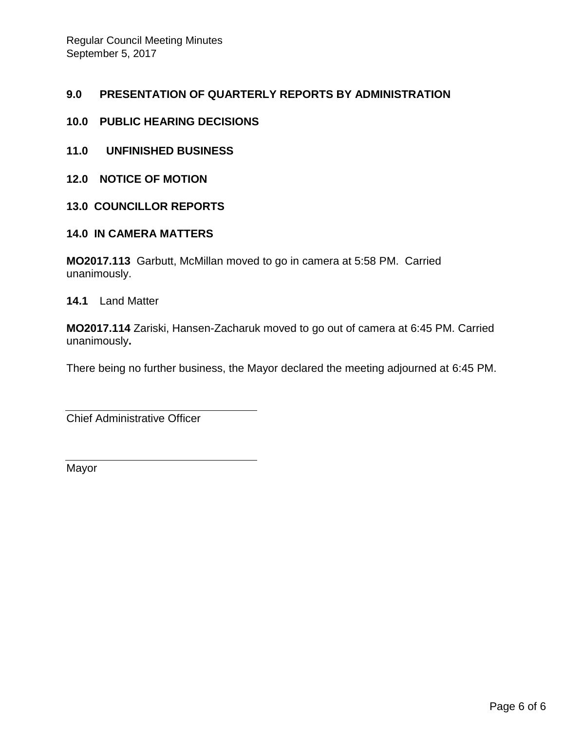## 9.0 PRESENTATION OF QUARTERLY REPORTS BY ADMINISTRATION

## 10.0 PUBLIC HEARING DECISIONS

## 11.0 UNFINISHED BUSINESS

## 12.0 NOTICE OF MOTION

## 13.0 COUNCILLOR REPORTS

## 14.0 IN CAMERA MATTERS

**MO2017.113** Garbutt, McMillan moved to go in camera at 5:58 PM. Carried unanimously.

**14.1** Land Matter

**MO2017.114** Zariski, Hansen-Zacharuk moved to go out of camera at 6:45 PM. Carried unanimously**.**

There being no further business, the Mayor declared the meeting adjourned at 6:45 PM.

\_\_\_\_\_\_\_\_\_\_\_\_\_\_\_\_\_\_\_\_\_\_\_\_\_\_\_\_\_\_

Chief Administrative Officer

\_\_\_\_\_\_\_\_\_\_\_\_\_\_\_\_\_\_\_\_\_\_\_\_\_\_\_\_\_\_

Mayor